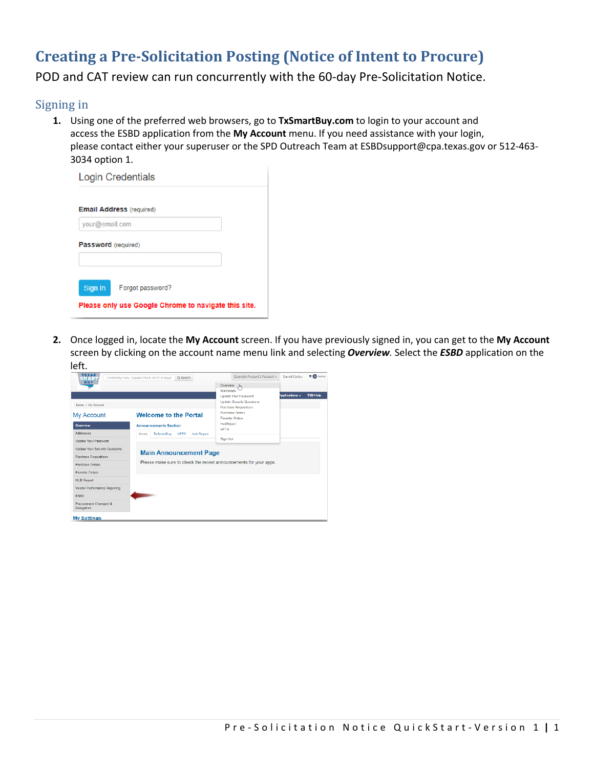# Creating a Pre-Solicitation Posting (Notice of Intent to Procure)

POD and CAT review can run concurrently with the 60-day Pre-Solicitation Notice.

## Signing in

1. Using one of the preferred web browsers, go to **TxSmartBuy.com** to login to your account and access the ESBD application from the **My Account** menu. If you need assistance with your login, please contact either your superuser or the SPD Outreach Team at ESBDsupport@cpa.texas.gov or 512-463-3034 option 1.

2. Once logged in, locate the **My Account** screen. If you have previously signed in, you can get to the **My Account** screen by clicking on the account name menu link and selecting ***Overview***. Select the ***ESBD*** application on the left.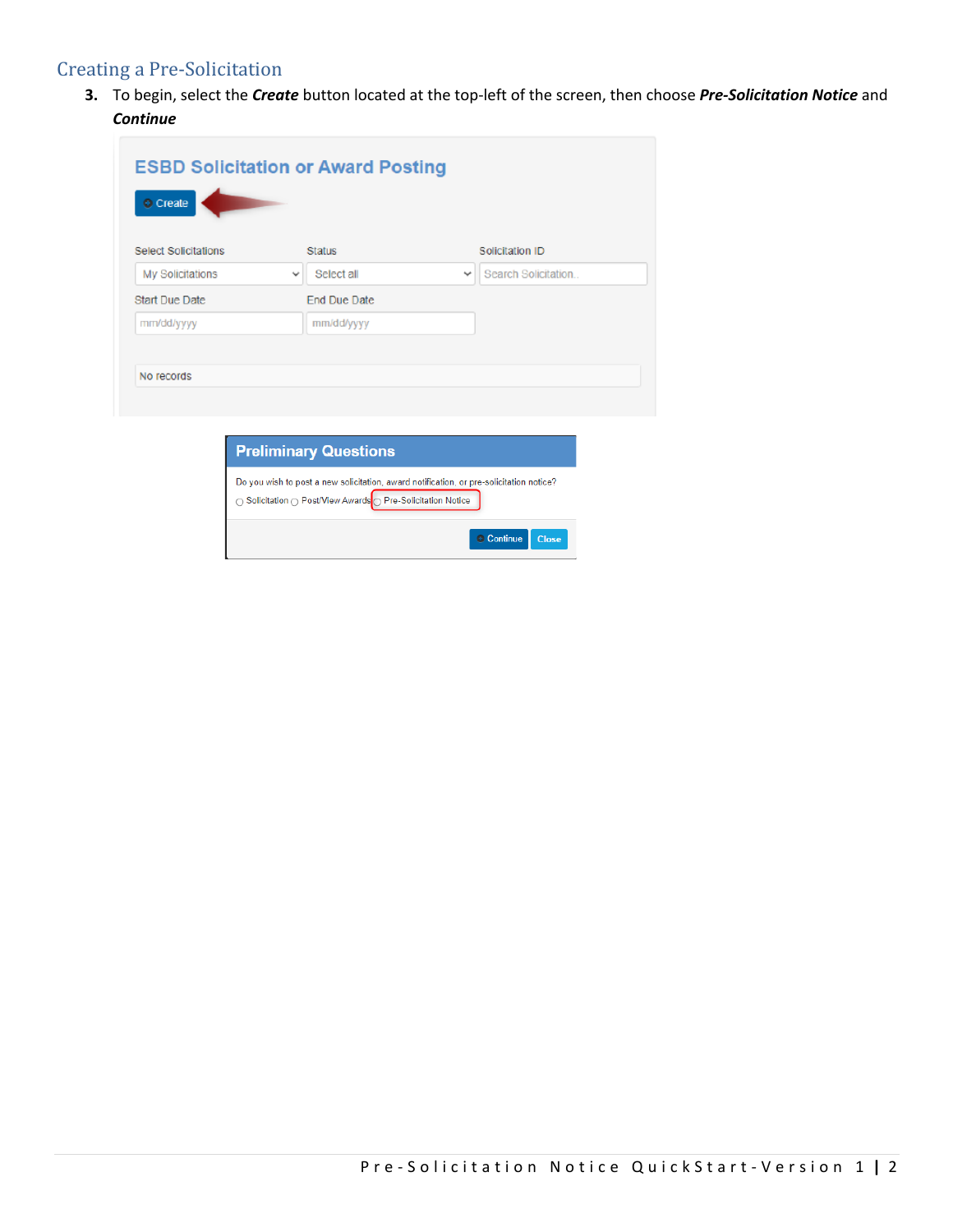## Creating a Pre-Solicitation

3. To begin, select the ***Create*** button located at the top-left of the screen, then choose ***Pre-Solicitation Notice*** and ***Continue***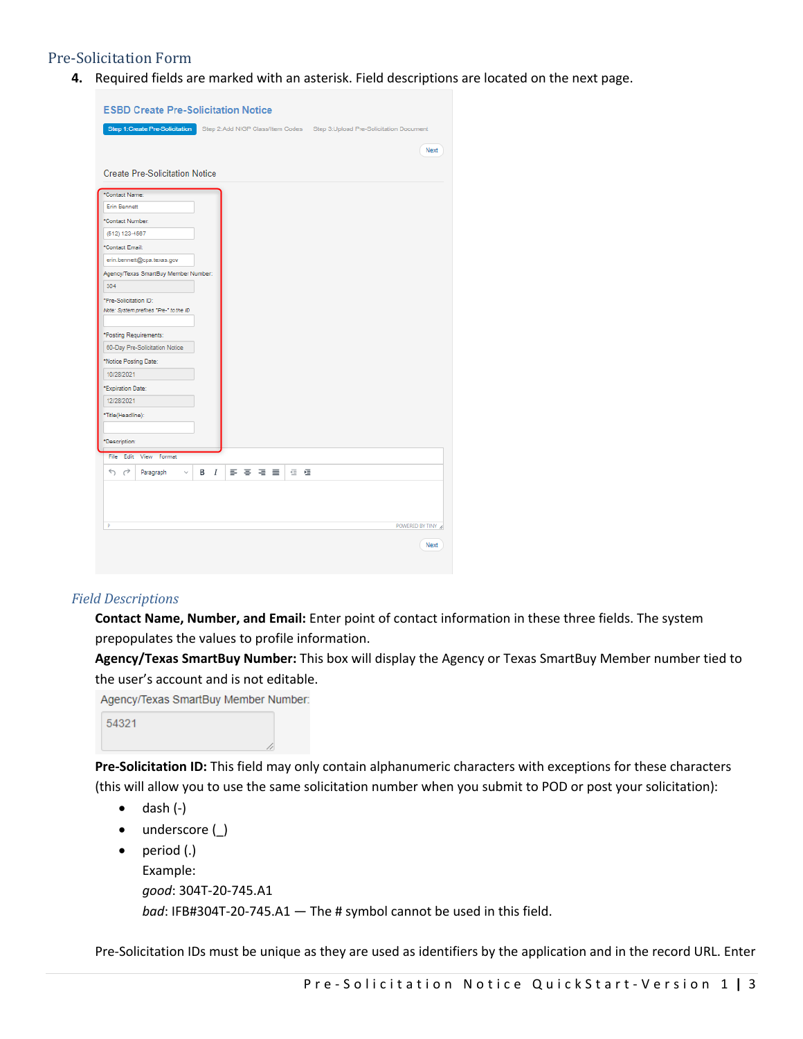## Pre-Solicitation Form

4. Required fields are marked with an asterisk. Field descriptions are located on the next page.

### Field Descriptions

**Contact Name, Number, and Email:** Enter point of contact information in these three fields. The system prepopulates the values to profile information.

**Agency/Texas SmartBuy Number:** This box will display the Agency or Texas SmartBuy Member number tied to the user's account and is not editable.

**Pre-Solicitation ID:** This field may only contain alphanumeric characters with exceptions for these characters (this will allow you to use the same solicitation number when you submit to POD or post your solicitation):

- dash (-)
- underscore (_)
- period (.)

  Example:

  *good*: 304T-20-745.A1

  *bad*: IFB#304T-20-745.A1 — The # symbol cannot be used in this field.

Pre-Solicitation IDs must be unique as they are used as identifiers by the application and in the record URL. Enter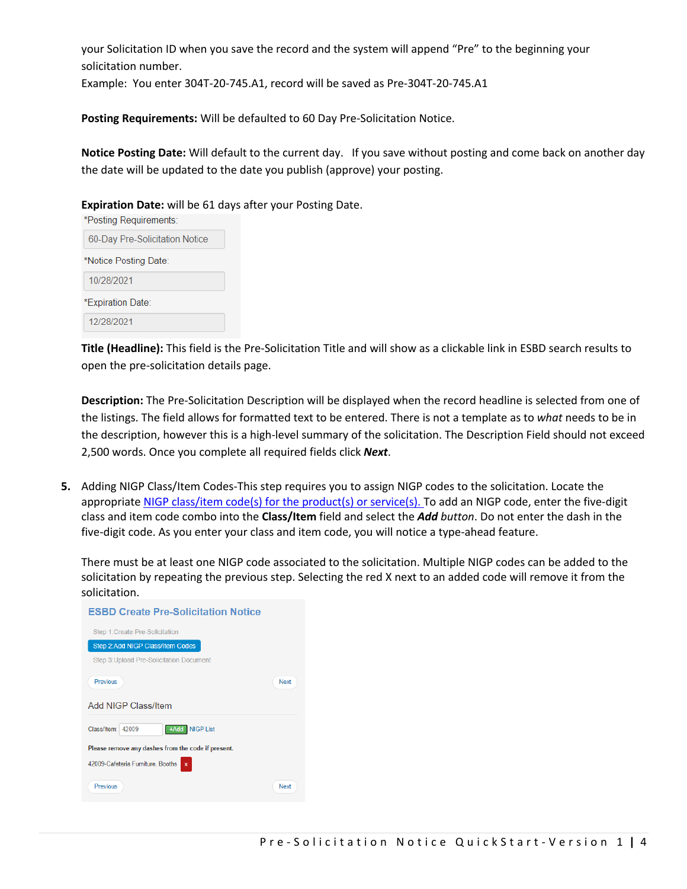your Solicitation ID when you save the record and the system will append "Pre" to the beginning your solicitation number.
Example: You enter 304T-20-745.A1, record will be saved as Pre-304T-20-745.A1

**Posting Requirements:** Will be defaulted to 60 Day Pre-Solicitation Notice.

**Notice Posting Date:** Will default to the current day. If you save without posting and come back on another day the date will be updated to the date you publish (approve) your posting.

**Expiration Date:** will be 61 days after your Posting Date.

*Posting Requirements:
60-Day Pre-Solicitation Notice

*Notice Posting Date:
10/28/2021

*Expiration Date:
12/28/2021

**Title (Headline):** This field is the Pre-Solicitation Title and will show as a clickable link in ESBD search results to open the pre-solicitation details page.

**Description:** The Pre-Solicitation Description will be displayed when the record headline is selected from one of the listings. The field allows for formatted text to be entered. There is not a template as to *what* needs to be in the description, however this is a high-level summary of the solicitation. The Description Field should not exceed 2,500 words. Once you complete all required fields click ***Next***.

5. Adding NIGP Class/Item Codes-This step requires you to assign NIGP codes to the solicitation. Locate the appropriate NIGP class/item code(s) for the product(s) or service(s). To add an NIGP code, enter the five-digit class and item code combo into the **Class/Item** field and select the ***Add*** *button*. Do not enter the dash in the five-digit code. As you enter your class and item code, you will notice a type-ahead feature.

   There must be at least one NIGP code associated to the solicitation. Multiple NIGP codes can be added to the solicitation by repeating the previous step. Selecting the red X next to an added code will remove it from the solicitation.

ESBD Create Pre-Solicitation Notice

Step 1:Create Pre-Solicitation
Step 2:Add NIGP Class/Item Codes
Step 3:Upload Pre-Solicitation Document

Previous | Next

Add NIGP Class/Item

Class/Item: 42009 +Add NIGP List

Please remove any dashes from the code if present.

42009-Cafeteria Furniture, Booths x

Previous | Next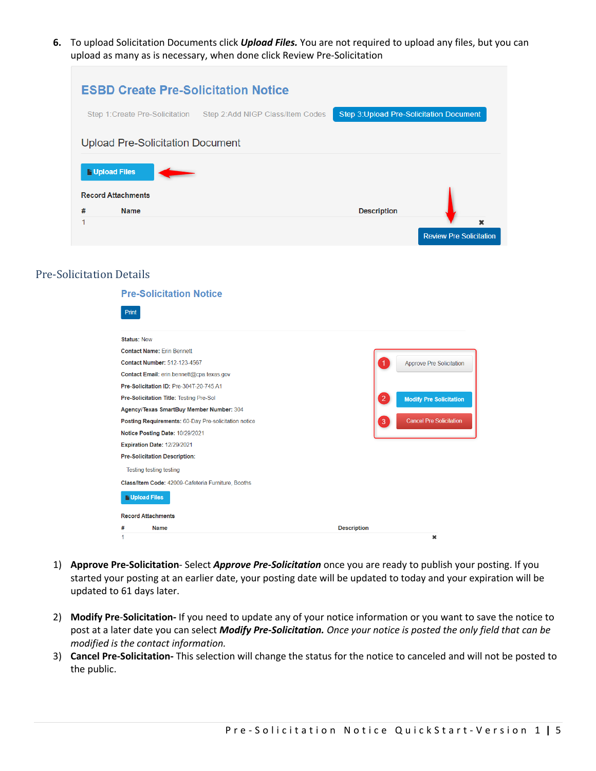6. To upload Solicitation Documents click ***Upload Files.*** You are not required to upload any files, but you can upload as many as is necessary, when done click Review Pre-Solicitation

## Pre-Solicitation Details

1) **Approve Pre-Solicitation**- Select ***Approve Pre-Solicitation*** once you are ready to publish your posting. If you started your posting at an earlier date, your posting date will be updated to today and your expiration will be updated to 61 days later.

2) **Modify Pre-Solicitation-** If you need to update any of your notice information or you want to save the notice to post at a later date you can select ***Modify Pre-Solicitation.*** *Once your notice is posted the only field that can be modified is the contact information.*

3) **Cancel Pre-Solicitation-** This selection will change the status for the notice to canceled and will not be posted to the public.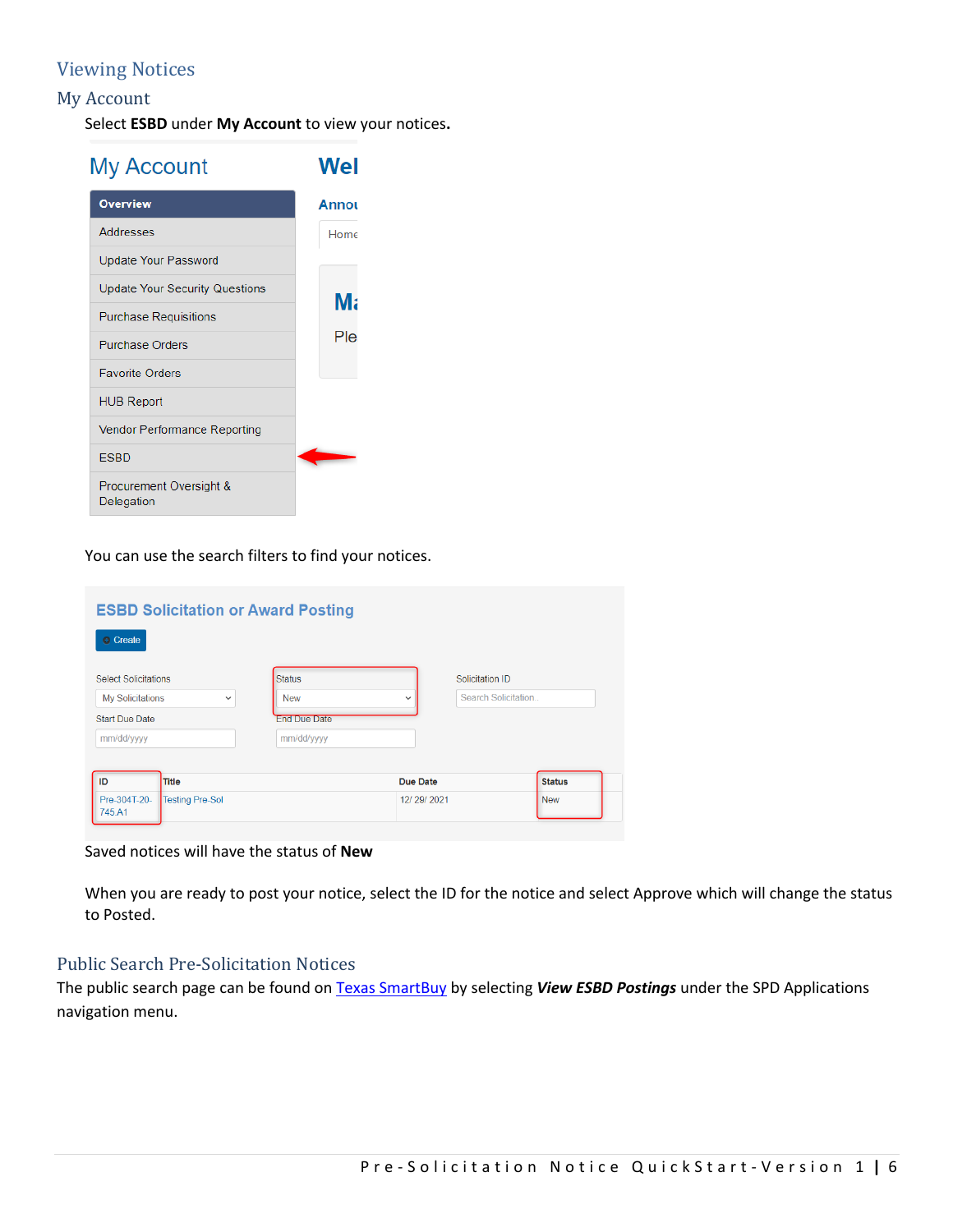## Viewing Notices

### My Account

Select **ESBD** under **My Account** to view your notices.

You can use the search filters to find your notices.

Saved notices will have the status of **New**

When you are ready to post your notice, select the ID for the notice and select Approve which will change the status to Posted.

### Public Search Pre-Solicitation Notices

The public search page can be found on Texas SmartBuy by selecting ***View ESBD Postings*** under the SPD Applications navigation menu.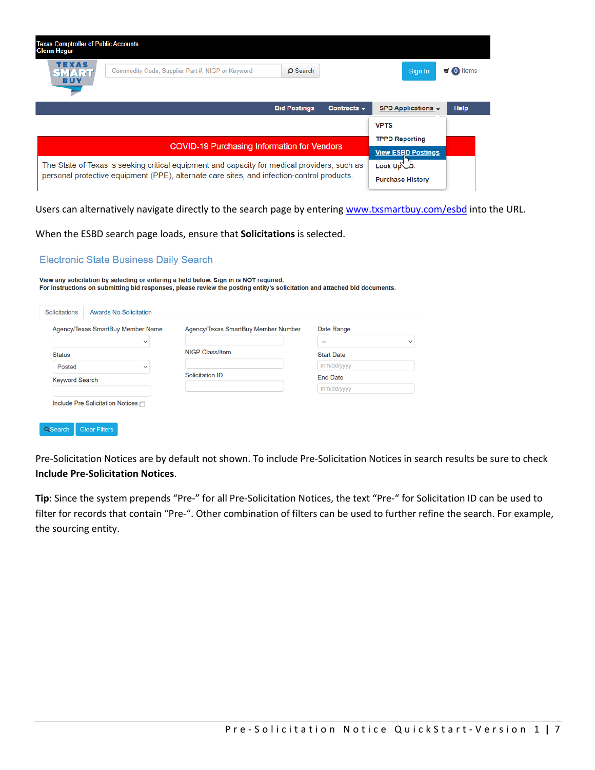Users can alternatively navigate directly to the search page by entering www.txsmartbuy.com/esbd into the URL.

When the ESBD search page loads, ensure that **Solicitations** is selected.

Pre-Solicitation Notices are by default not shown. To include Pre-Solicitation Notices in search results be sure to check **Include Pre-Solicitation Notices**.

**Tip**: Since the system prepends "Pre-" for all Pre-Solicitation Notices, the text "Pre-" for Solicitation ID can be used to filter for records that contain "Pre-". Other combination of filters can be used to further refine the search. For example, the sourcing entity.